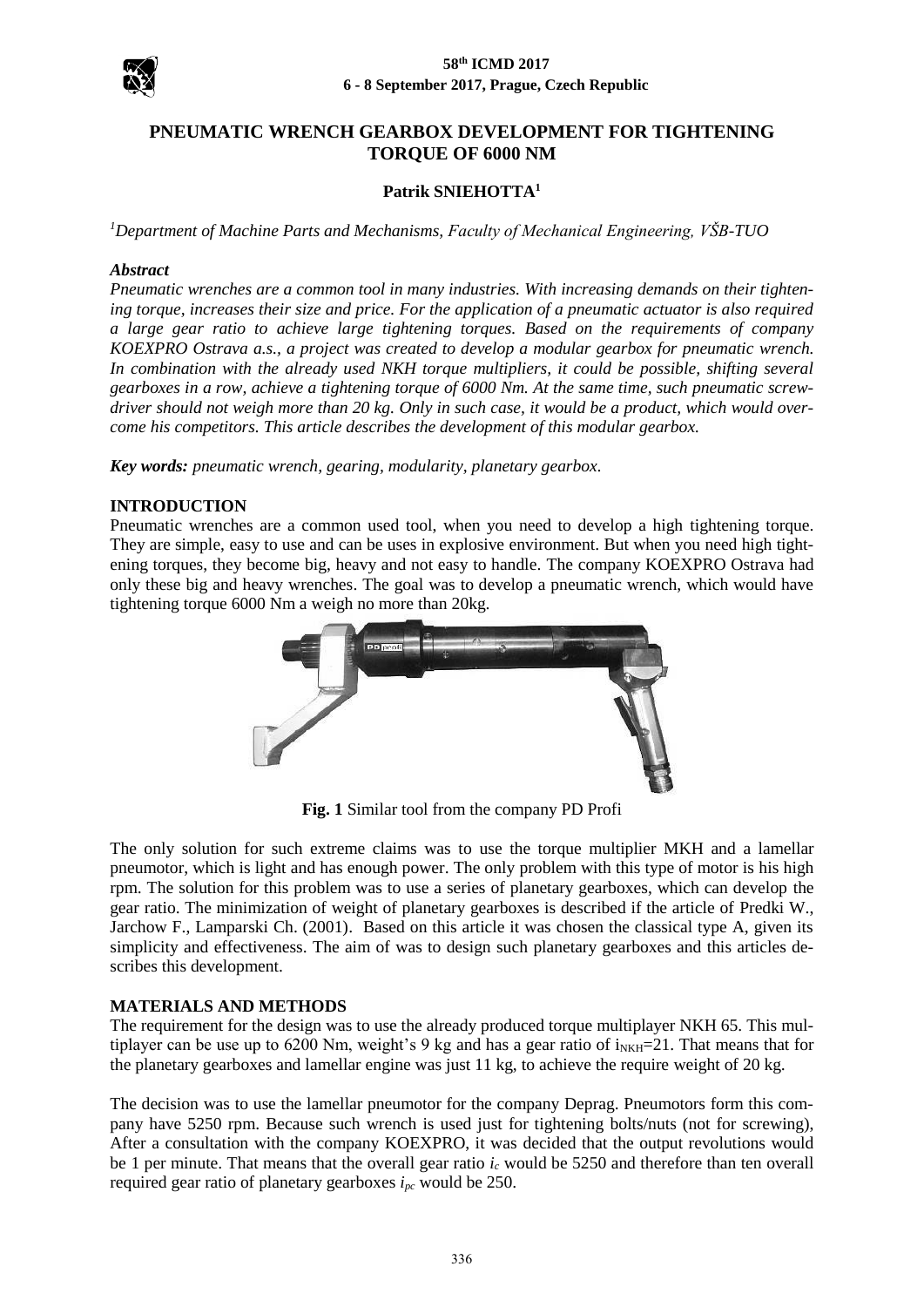# PNEUMATIC WRENCH GEARBOX DEVELOPMENT FOR TIGHTENING TORQUE OF 6000 NM

**Patrik SNIEHOTTA[1]**

*[1]Department of Machine Parts and Mechanisms, Faculty of Mechanical Engineering, VŠB-TUO*

***Abstract***

*Pneumatic wrenches are a common tool in many industries. With increasing demands on their tightening torque, increases their size and price. For the application of a pneumatic actuator is also required a large gear ratio to achieve large tightening torques. Based on the requirements of company KOEXPRO Ostrava a.s., a project was created to develop a modular gearbox for pneumatic wrench. In combination with the already used NKH torque multipliers, it could be possible, shifting several gearboxes in a row, achieve a tightening torque of 6000 Nm. At the same time, such pneumatic screwdriver should not weigh more than 20 kg. Only in such case, it would be a product, which would overcome his competitors. This article describes the development of this modular gearbox.*

***Key words:*** *pneumatic wrench, gearing, modularity, planetary gearbox.*

## INTRODUCTION

Pneumatic wrenches are a common used tool, when you need to develop a high tightening torque. They are simple, easy to use and can be uses in explosive environment. But when you need high tightening torques, they become big, heavy and not easy to handle. The company KOEXPRO Ostrava had only these big and heavy wrenches. The goal was to develop a pneumatic wrench, which would have tightening torque 6000 Nm a weigh no more than 20kg.

**Fig. 1** Similar tool from the company PD Profi

The only solution for such extreme claims was to use the torque multiplier MKH and a lamellar pneumotor, which is light and has enough power. The only problem with this type of motor is his high rpm. The solution for this problem was to use a series of planetary gearboxes, which can develop the gear ratio. The minimization of weight of planetary gearboxes is described if the article of Predki W., Jarchow F., Lamparski Ch. (2001). Based on this article it was chosen the classical type A, given its simplicity and effectiveness. The aim of was to design such planetary gearboxes and this articles describes this development.

## MATERIALS AND METHODS

The requirement for the design was to use the already produced torque multiplayer NKH 65. This multiplayer can be use up to 6200 Nm, weight's 9 kg and has a gear ratio of $i_{NKH}$=21. That means that for the planetary gearboxes and lamellar engine was just 11 kg, to achieve the require weight of 20 kg.

The decision was to use the lamellar pneumotor for the company Deprag. Pneumotors form this company have 5250 rpm. Because such wrench is used just for tightening bolts/nuts (not for screwing), After a consultation with the company KOEXPRO, it was decided that the output revolutions would be 1 per minute. That means that the overall gear ratio $i_c$ would be 5250 and therefore than ten overall required gear ratio of planetary gearboxes $i_{pc}$ would be 250.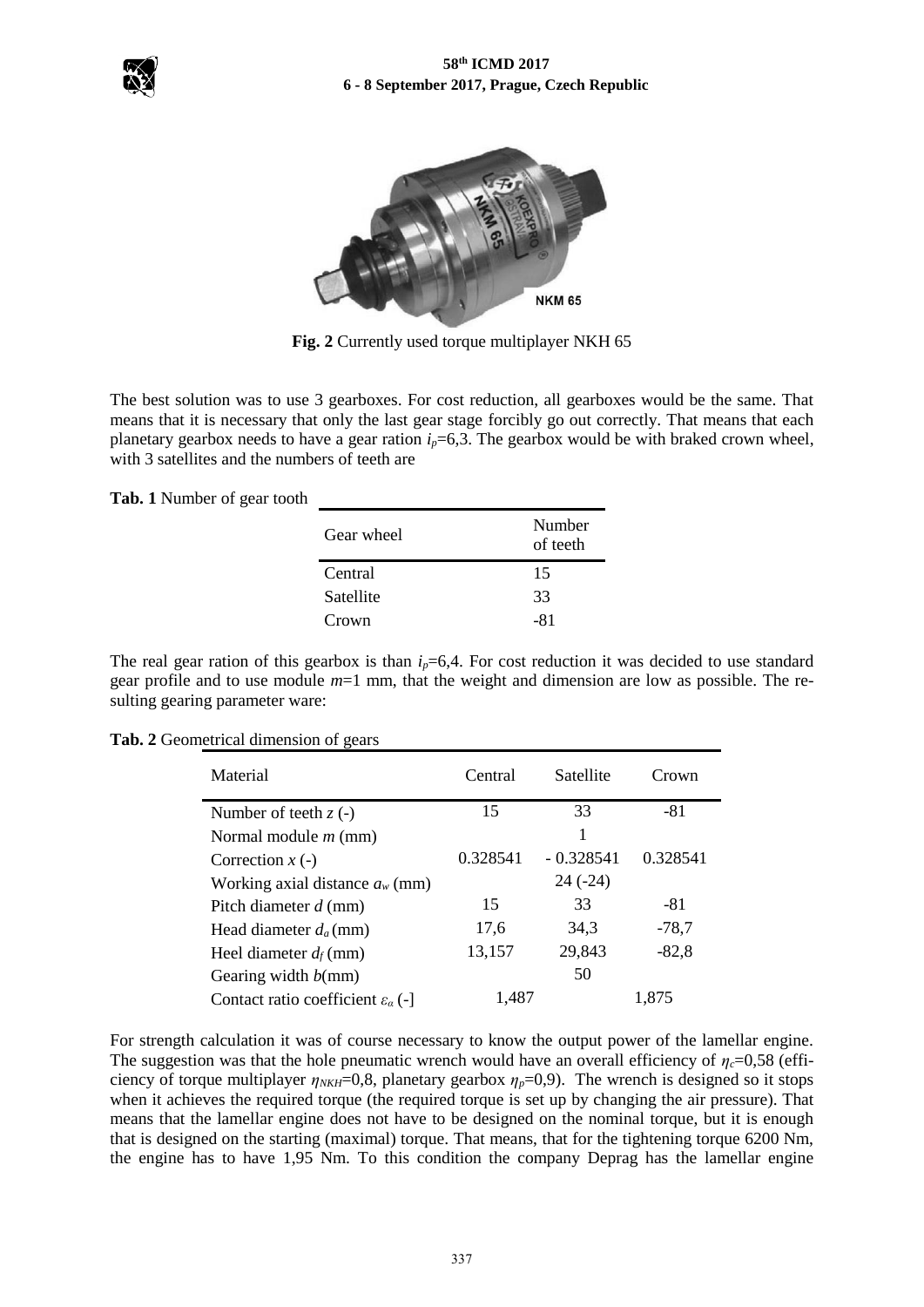**Fig. 2** Currently used torque multiplayer NKH 65

The best solution was to use 3 gearboxes. For cost reduction, all gearboxes would be the same. That means that it is necessary that only the last gear stage forcibly go out correctly. That means that each planetary gearbox needs to have a gear ration $i_p$=6,3. The gearbox would be with braked crown wheel, with 3 satellites and the numbers of teeth are

**Tab. 1** Number of gear tooth

| Gear wheel | Number of teeth |
|---|---|
| Central | 15 |
| Satellite | 33 |
| Crown | -81 |

The real gear ration of this gearbox is than $i_p$=6,4. For cost reduction it was decided to use standard gear profile and to use module $m$=1 mm, that the weight and dimension are low as possible. The resulting gearing parameter ware:

**Tab. 2** Geometrical dimension of gears

| Material | Central | Satellite | Crown |
|---|---|---|---|
| Number of teeth $z$ (-) | 15 | 33 | -81 |
| Normal module $m$ (mm) | | 1 | |
| Correction $x$ (-) | 0.328541 | - 0.328541 | 0.328541 |
| Working axial distance $a_w$ (mm) | | 24 (-24) | |
| Pitch diameter $d$ (mm) | 15 | 33 | -81 |
| Head diameter $d_a$ (mm) | 17,6 | 34,3 | -78,7 |
| Heel diameter $d_f$ (mm) | 13,157 | 29,843 | -82,8 |
| Gearing width $b$(mm) | | 50 | |
| Contact ratio coefficient $\varepsilon_\alpha$ (-) | 1,487 | | 1,875 |

For strength calculation it was of course necessary to know the output power of the lamellar engine. The suggestion was that the hole pneumatic wrench would have an overall efficiency of $\eta_c$=0,58 (efficiency of torque multiplayer $\eta_{NKH}$=0,8, planetary gearbox $\eta_p$=0,9). The wrench is designed so it stops when it achieves the required torque (the required torque is set up by changing the air pressure). That means that the lamellar engine does not have to be designed on the nominal torque, but it is enough that is designed on the starting (maximal) torque. That means, that for the tightening torque 6200 Nm, the engine has to have 1,95 Nm. To this condition the company Deprag has the lamellar engine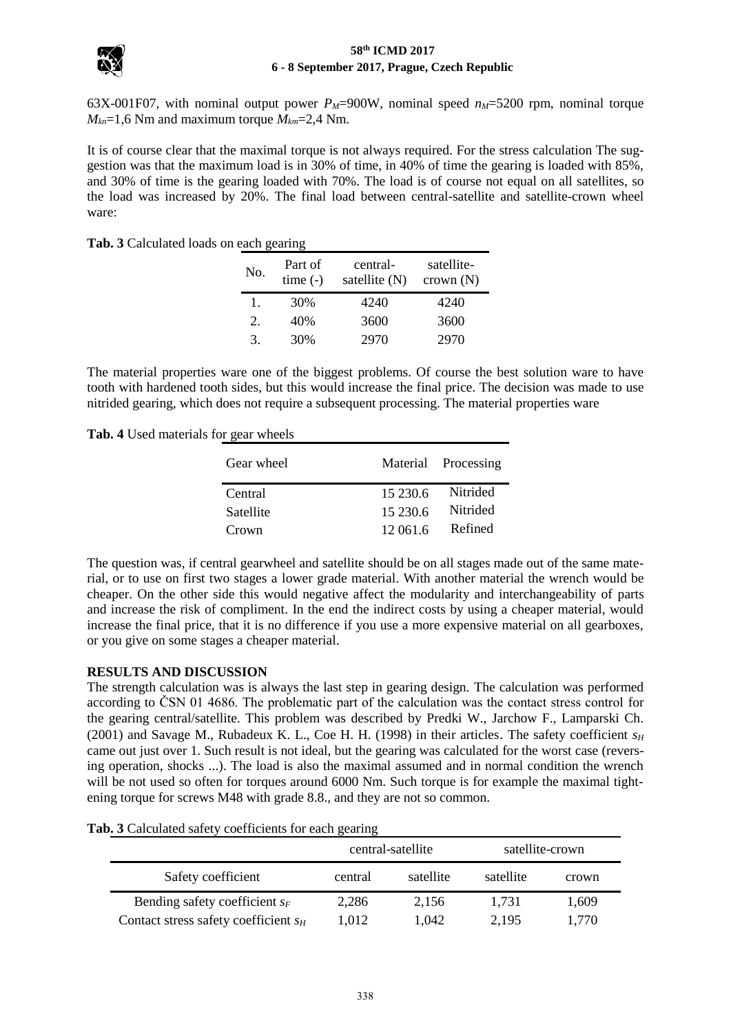63X-001F07, with nominal output power $P_M$=900W, nominal speed $n_M$=5200 rpm, nominal torque $M_{kn}$=1,6 Nm and maximum torque $M_{km}$=2,4 Nm.

It is of course clear that the maximal torque is not always required. For the stress calculation The suggestion was that the maximum load is in 30% of time, in 40% of time the gearing is loaded with 85%, and 30% of time is the gearing loaded with 70%. The load is of course not equal on all satellites, so the load was increased by 20%. The final load between central-satellite and satellite-crown wheel ware:

**Tab. 3** Calculated loads on each gearing

| No. | Part of time (-) | central-satellite (N) | satellite-crown (N) |
|---|---|---|---|
| 1. | 30% | 4240 | 4240 |
| 2. | 40% | 3600 | 3600 |
| 3. | 30% | 2970 | 2970 |

The material properties ware one of the biggest problems. Of course the best solution ware to have tooth with hardened tooth sides, but this would increase the final price. The decision was made to use nitrided gearing, which does not require a subsequent processing. The material properties ware

**Tab. 4** Used materials for gear wheels

| Gear wheel | Material | Processing |
|---|---|---|
| Central | 15 230.6 | Nitrided |
| Satellite | 15 230.6 | Nitrided |
| Crown | 12 061.6 | Refined |

The question was, if central gearwheel and satellite should be on all stages made out of the same material, or to use on first two stages a lower grade material. With another material the wrench would be cheaper. On the other side this would negative affect the modularity and interchangeability of parts and increase the risk of compliment. In the end the indirect costs by using a cheaper material, would increase the final price, that it is no difference if you use a more expensive material on all gearboxes, or you give on some stages a cheaper material.

**RESULTS AND DISCUSSION**

The strength calculation was is always the last step in gearing design. The calculation was performed according to ČSN 01 4686. The problematic part of the calculation was the contact stress control for the gearing central/satellite. This problem was described by Predki W., Jarchow F., Lamparski Ch. (2001) and Savage M., Rubadeux K. L., Coe H. H. (1998) in their articles. The safety coefficient $s_H$ came out just over 1. Such result is not ideal, but the gearing was calculated for the worst case (reversing operation, shocks ...). The load is also the maximal assumed and in normal condition the wrench will be not used so often for torques around 6000 Nm. Such torque is for example the maximal tightening torque for screws M48 with grade 8.8., and they are not so common.

**Tab. 3** Calculated safety coefficients for each gearing

| | central-satellite | | satellite-crown | |
|---|---|---|---|---|
| Safety coefficient | central | satellite | satellite | crown |
| Bending safety coefficient $s_F$ | 2,286 | 2,156 | 1,731 | 1,609 |
| Contact stress safety coefficient $s_H$ | 1,012 | 1,042 | 2,195 | 1,770 |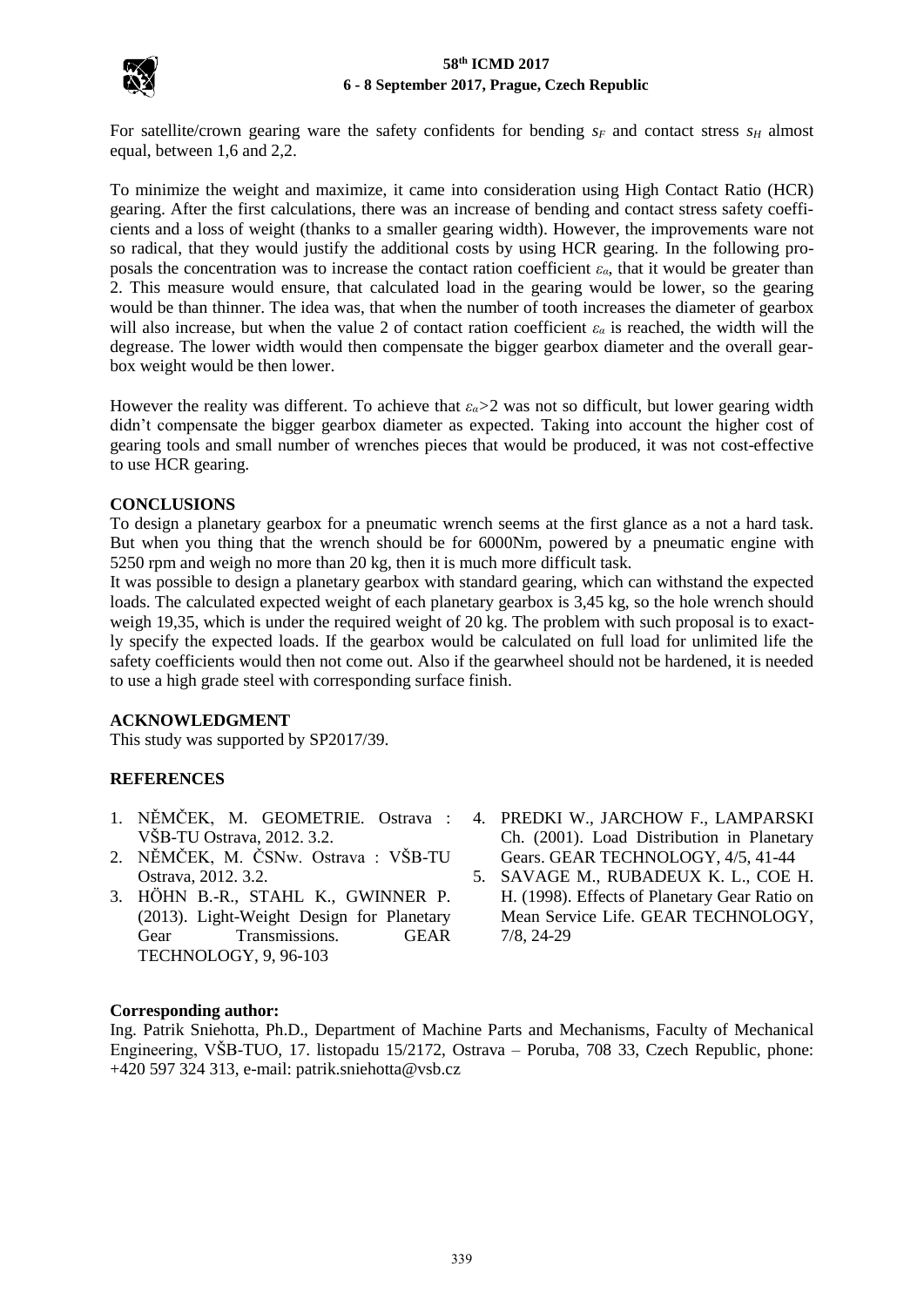For satellite/crown gearing ware the safety confidents for bending $s_F$ and contact stress $s_H$ almost equal, between 1,6 and 2,2.

To minimize the weight and maximize, it came into consideration using High Contact Ratio (HCR) gearing. After the first calculations, there was an increase of bending and contact stress safety coefficients and a loss of weight (thanks to a smaller gearing width). However, the improvements ware not so radical, that they would justify the additional costs by using HCR gearing. In the following proposals the concentration was to increase the contact ration coefficient $\varepsilon_\alpha$, that it would be greater than 2. This measure would ensure, that calculated load in the gearing would be lower, so the gearing would be than thinner. The idea was, that when the number of tooth increases the diameter of gearbox will also increase, but when the value 2 of contact ration coefficient $\varepsilon_\alpha$ is reached, the width will the degrease. The lower width would then compensate the bigger gearbox diameter and the overall gearbox weight would be then lower.

However the reality was different. To achieve that $\varepsilon_\alpha > 2$ was not so difficult, but lower gearing width didn't compensate the bigger gearbox diameter as expected. Taking into account the higher cost of gearing tools and small number of wrenches pieces that would be produced, it was not cost-effective to use HCR gearing.

## CONCLUSIONS

To design a planetary gearbox for a pneumatic wrench seems at the first glance as a not a hard task. But when you thing that the wrench should be for 6000Nm, powered by a pneumatic engine with 5250 rpm and weigh no more than 20 kg, then it is much more difficult task.

It was possible to design a planetary gearbox with standard gearing, which can withstand the expected loads. The calculated expected weight of each planetary gearbox is 3,45 kg, so the hole wrench should weigh 19,35, which is under the required weight of 20 kg. The problem with such proposal is to exactly specify the expected loads. If the gearbox would be calculated on full load for unlimited life the safety coefficients would then not come out. Also if the gearwheel should not be hardened, it is needed to use a high grade steel with corresponding surface finish.

## ACKNOWLEDGMENT

This study was supported by SP2017/39.

## REFERENCES

1. NĚMČEK, M. GEOMETRIE. Ostrava : VŠB-TU Ostrava, 2012. 3.2.
2. NĚMČEK, M. ČSNw. Ostrava : VŠB-TU Ostrava, 2012. 3.2.
3. HÖHN B.-R., STAHL K., GWINNER P. (2013). Light-Weight Design for Planetary Gear Transmissions. GEAR TECHNOLOGY, 9, 96-103
4. PREDKI W., JARCHOW F., LAMPARSKI Ch. (2001). Load Distribution in Planetary Gears. GEAR TECHNOLOGY, 4/5, 41-44
5. SAVAGE M., RUBADEUX K. L., COE H. H. (1998). Effects of Planetary Gear Ratio on Mean Service Life. GEAR TECHNOLOGY, 7/8, 24-29

**Corresponding author:**

Ing. Patrik Sniehotta, Ph.D., Department of Machine Parts and Mechanisms, Faculty of Mechanical Engineering, VŠB-TUO, 17. listopadu 15/2172, Ostrava – Poruba, 708 33, Czech Republic, phone: +420 597 324 313, e-mail: patrik.sniehotta@vsb.cz